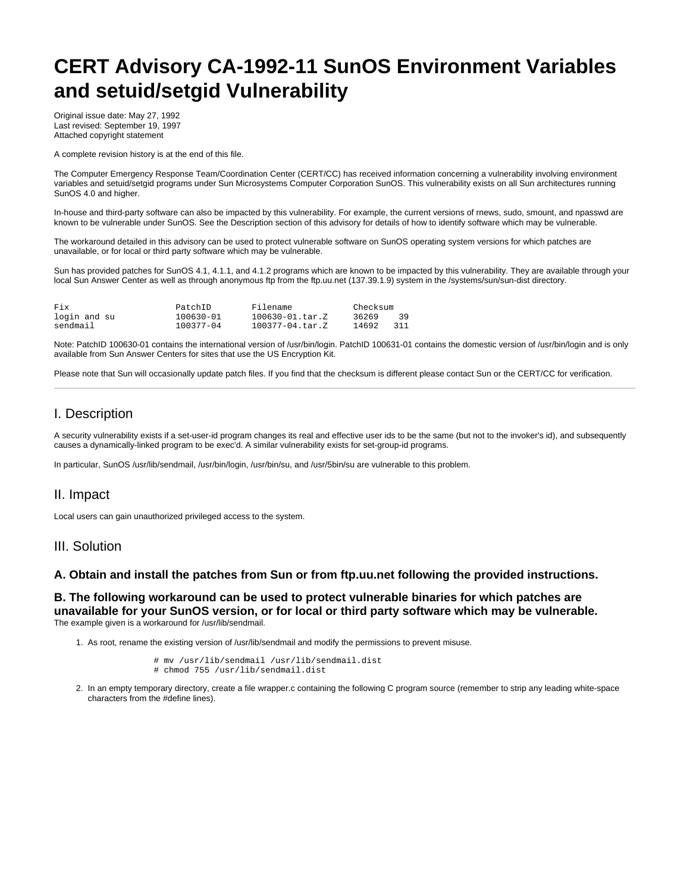# CERT Advisory CA-1992-11 SunOS Environment Variables and setuid/setgid Vulnerability

Original issue date: May 27, 1992
Last revised: September 19, 1997
Attached copyright statement

A complete revision history is at the end of this file.

The Computer Emergency Response Team/Coordination Center (CERT/CC) has received information concerning a vulnerability involving environment variables and setuid/setgid programs under Sun Microsystems Computer Corporation SunOS. This vulnerability exists on all Sun architectures running SunOS 4.0 and higher.

In-house and third-party software can also be impacted by this vulnerability. For example, the current versions of rnews, sudo, smount, and npasswd are known to be vulnerable under SunOS. See the Description section of this advisory for details of how to identify software which may be vulnerable.

The workaround detailed in this advisory can be used to protect vulnerable software on SunOS operating system versions for which patches are unavailable, or for local or third party software which may be vulnerable.

Sun has provided patches for SunOS 4.1, 4.1.1, and 4.1.2 programs which are known to be impacted by this vulnerability. They are available through your local Sun Answer Center as well as through anonymous ftp from the ftp.uu.net (137.39.1.9) system in the /systems/sun/sun-dist directory.

```
Fix                   PatchID      Filename          Checksum
login and su          100630-01    100630-01.tar.Z   36269    39
sendmail              100377-04    100377-04.tar.Z   14692   311
```

Note: PatchID 100630-01 contains the international version of /usr/bin/login. PatchID 100631-01 contains the domestic version of /usr/bin/login and is only available from Sun Answer Centers for sites that use the US Encryption Kit.

Please note that Sun will occasionally update patch files. If you find that the checksum is different please contact Sun or the CERT/CC for verification.

---

## I. Description

A security vulnerability exists if a set-user-id program changes its real and effective user ids to be the same (but not to the invoker's id), and subsequently causes a dynamically-linked program to be exec'd. A similar vulnerability exists for set-group-id programs.

In particular, SunOS /usr/lib/sendmail, /usr/bin/login, /usr/bin/su, and /usr/5bin/su are vulnerable to this problem.

## II. Impact

Local users can gain unauthorized privileged access to the system.

## III. Solution

### A. Obtain and install the patches from Sun or from ftp.uu.net following the provided instructions.

### B. The following workaround can be used to protect vulnerable binaries for which patches are unavailable for your SunOS version, or for local or third party software which may be vulnerable.

The example given is a workaround for /usr/lib/sendmail.

1. As root, rename the existing version of /usr/lib/sendmail and modify the permissions to prevent misuse.

```
# mv /usr/lib/sendmail /usr/lib/sendmail.dist
# chmod 755 /usr/lib/sendmail.dist
```

2. In an empty temporary directory, create a file wrapper.c containing the following C program source (remember to strip any leading white-space characters from the #define lines).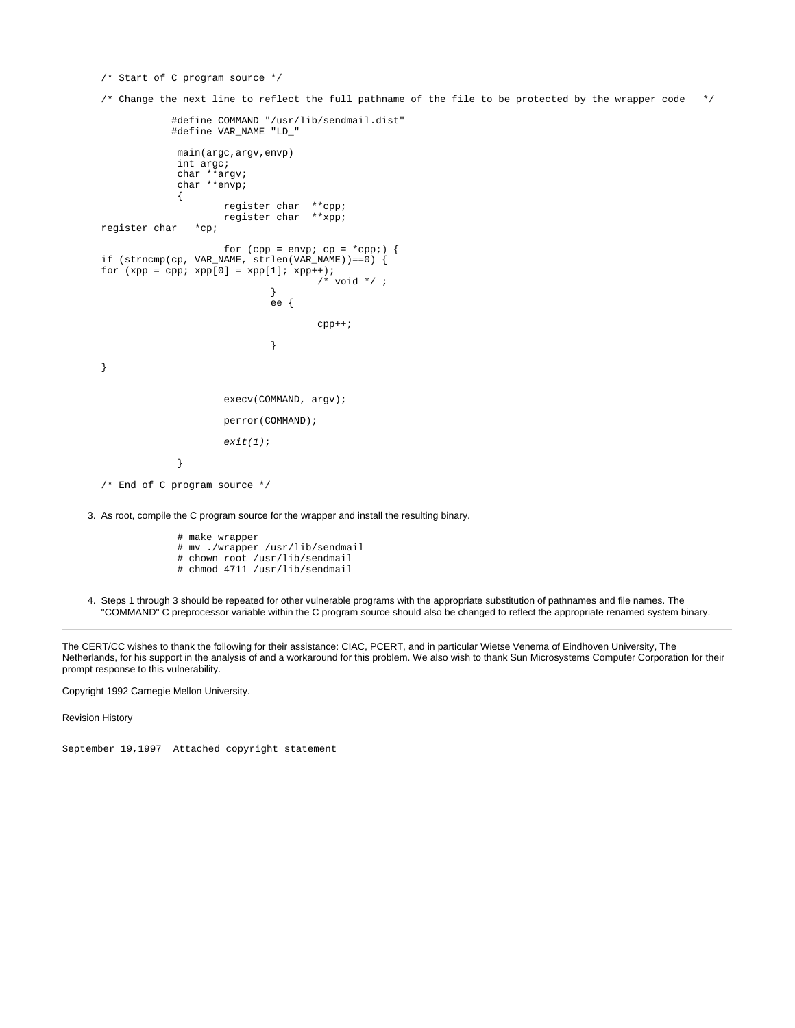```
/* Start of C program source */

/* Change the next line to reflect the full pathname of the file to be protected by the wrapper code   */

            #define COMMAND "/usr/lib/sendmail.dist"
            #define VAR_NAME "LD_"

             main(argc,argv,envp)
             int argc;
             char **argv;
             char **envp;
             {
                     register char  **cpp;
                     register char  **xpp;
register char   *cp;

                     for (cpp = envp; cp = *cpp;) {
if (strncmp(cp, VAR_NAME, strlen(VAR_NAME))==0) {
for (xpp = cpp; xpp[0] = xpp[1]; xpp++);
                                     /* void */ ;
                             }
                             ee {

                                     cpp++;

                             }

}


                     execv(COMMAND, argv);

                     perror(COMMAND);

                     exit(1);

             }

/* End of C program source */
```

3. As root, compile the C program source for the wrapper and install the resulting binary.

```
# make wrapper
# mv ./wrapper /usr/lib/sendmail
# chown root /usr/lib/sendmail
# chmod 4711 /usr/lib/sendmail
```

4. Steps 1 through 3 should be repeated for other vulnerable programs with the appropriate substitution of pathnames and file names. The "COMMAND" C preprocessor variable within the C program source should also be changed to reflect the appropriate renamed system binary.

---

The CERT/CC wishes to thank the following for their assistance: CIAC, PCERT, and in particular Wietse Venema of Eindhoven University, The Netherlands, for his support in the analysis of and a workaround for this problem. We also wish to thank Sun Microsystems Computer Corporation for their prompt response to this vulnerability.

Copyright 1992 Carnegie Mellon University.

---

Revision History

```
September 19,1997  Attached copyright statement
```